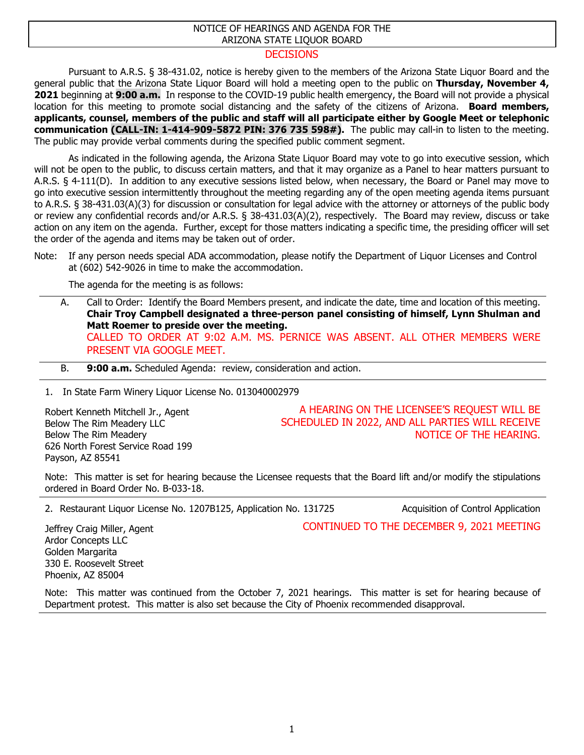# NOTICE OF HEARINGS AND AGENDA FOR THE ARIZONA STATE LIQUOR BOARD

## DECISIONS

Pursuant to A.R.S. § 38-431.02, notice is hereby given to the members of the Arizona State Liquor Board and the general public that the Arizona State Liquor Board will hold a meeting open to the public on **Thursday, November 4, 2021** beginning at **9:00 a.m.** In response to the COVID-19 public health emergency, the Board will not provide a physical location for this meeting to promote social distancing and the safety of the citizens of Arizona. **Board members, applicants, counsel, members of the public and staff will all participate either by Google Meet or telephonic communication (CALL-IN: 1-414-909-5872 PIN: 376 735 598#).** The public may call-in to listen to the meeting. The public may provide verbal comments during the specified public comment segment.

As indicated in the following agenda, the Arizona State Liquor Board may vote to go into executive session, which will not be open to the public, to discuss certain matters, and that it may organize as a Panel to hear matters pursuant to A.R.S. § 4-111(D). In addition to any executive sessions listed below, when necessary, the Board or Panel may move to go into executive session intermittently throughout the meeting regarding any of the open meeting agenda items pursuant to A.R.S. § 38-431.03(A)(3) for discussion or consultation for legal advice with the attorney or attorneys of the public body or review any confidential records and/or A.R.S. § 38-431.03(A)(2), respectively. The Board may review, discuss or take action on any item on the agenda. Further, except for those matters indicating a specific time, the presiding officer will set the order of the agenda and items may be taken out of order.

Note: If any person needs special ADA accommodation, please notify the Department of Liquor Licenses and Control at (602) 542-9026 in time to make the accommodation.

The agenda for the meeting is as follows:

A. Call to Order: Identify the Board Members present, and indicate the date, time and location of this meeting. **Chair Troy Campbell designated a three-person panel consisting of himself, Lynn Shulman and Matt Roemer to preside over the meeting.**
CALLED TO ORDER AT 9:02 A.M. MS. PERNICE WAS ABSENT. ALL OTHER MEMBERS WERE PRESENT VIA GOOGLE MEET.

B. **9:00 a.m.** Scheduled Agenda: review, consideration and action.

1. In State Farm Winery Liquor License No. 013040002979

Robert Kenneth Mitchell Jr., Agent
Below The Rim Meadery LLC
Below The Rim Meadery
626 North Forest Service Road 199
Payson, AZ 85541

A HEARING ON THE LICENSEE'S REQUEST WILL BE SCHEDULED IN 2022, AND ALL PARTIES WILL RECEIVE NOTICE OF THE HEARING.

Note: This matter is set for hearing because the Licensee requests that the Board lift and/or modify the stipulations ordered in Board Order No. B-033-18.

2. Restaurant Liquor License No. 1207B125, Application No. 131725 — Acquisition of Control Application

Jeffrey Craig Miller, Agent
Ardor Concepts LLC
Golden Margarita
330 E. Roosevelt Street
Phoenix, AZ 85004

CONTINUED TO THE DECEMBER 9, 2021 MEETING

Note: This matter was continued from the October 7, 2021 hearings. This matter is set for hearing because of Department protest. This matter is also set because the City of Phoenix recommended disapproval.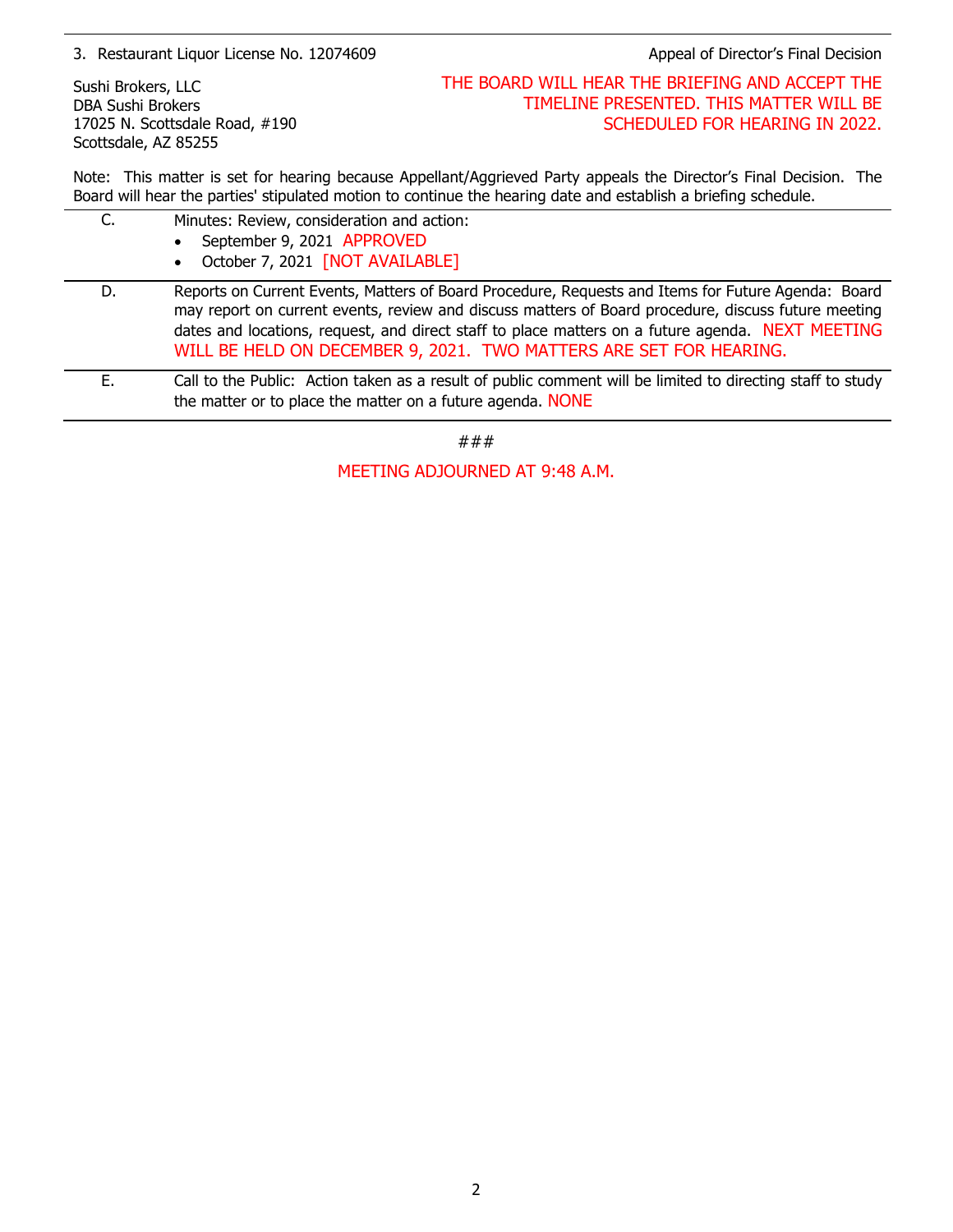3. Restaurant Liquor License No. 12074609 — Appeal of Director's Final Decision

Sushi Brokers, LLC
DBA Sushi Brokers
17025 N. Scottsdale Road, #190
Scottsdale, AZ 85255

THE BOARD WILL HEAR THE BRIEFING AND ACCEPT THE TIMELINE PRESENTED. THIS MATTER WILL BE SCHEDULED FOR HEARING IN 2022.

Note: This matter is set for hearing because Appellant/Aggrieved Party appeals the Director's Final Decision. The Board will hear the parties' stipulated motion to continue the hearing date and establish a briefing schedule.

C. Minutes: Review, consideration and action:

- September 9, 2021 APPROVED
- October 7, 2021 [NOT AVAILABLE]

D. Reports on Current Events, Matters of Board Procedure, Requests and Items for Future Agenda: Board may report on current events, review and discuss matters of Board procedure, discuss future meeting dates and locations, request, and direct staff to place matters on a future agenda. NEXT MEETING WILL BE HELD ON DECEMBER 9, 2021. TWO MATTERS ARE SET FOR HEARING.

E. Call to the Public: Action taken as a result of public comment will be limited to directing staff to study the matter or to place the matter on a future agenda. NONE

###

MEETING ADJOURNED AT 9:48 A.M.